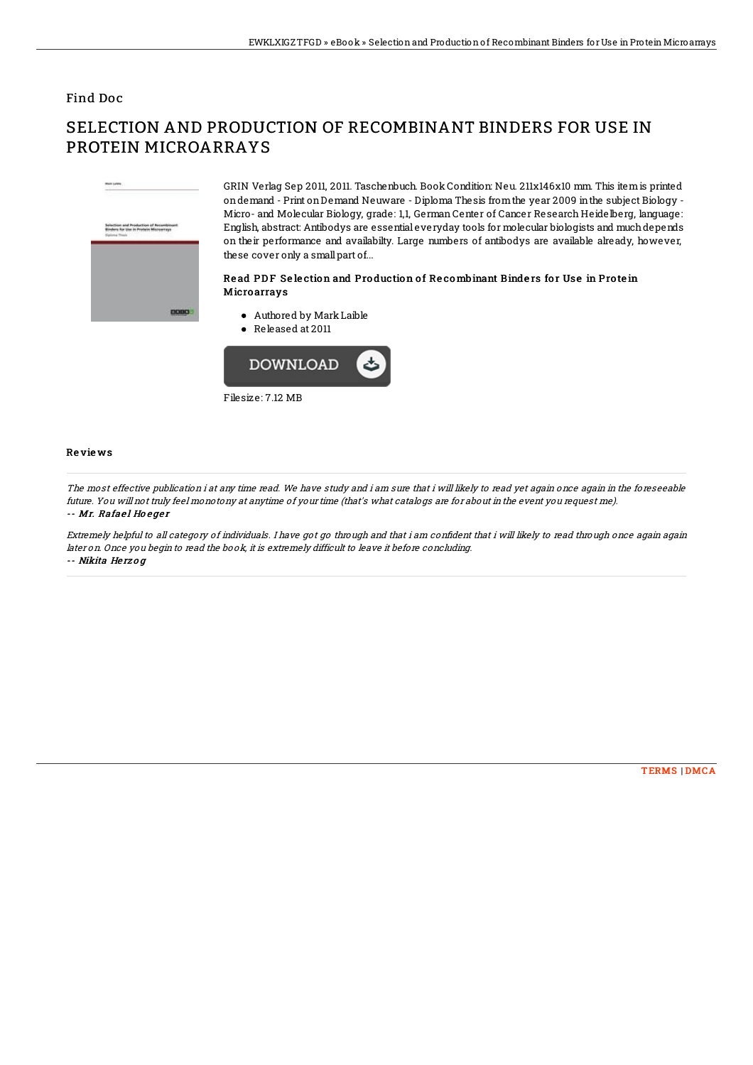Find Doc

# SELECTION AND PRODUCTION OF RECOMBINANT BINDERS FOR USE IN PROTEIN MICROARRAYS

GRIN Verlag Sep 2011, 2011. Taschenbuch. Book Condition: Neu. 211x146x10 mm. This item is printed on demand - Print on Demand Neuware - Diploma Thesis from the year 2009 in the subject Biology - Micro- and Molecular Biology, grade: 1,1, German Center of Cancer Research Heidelberg, language: English, abstract: Antibodys are essential everyday tools for molecular biologists and much depends on their performance and availabilty. Large numbers of antibodys are available already, however, these cover only a small part of...

### Read PDF Selection and Production of Recombinant Binders for Use in Protein Microarrays

- Authored by Mark Laible
- Released at 2011

DOWNLOAD

Filesize: 7.12 MB

## Reviews

*The most effective publication i at any time read. We have study and i am sure that i will likely to read yet again once again in the foreseeable future. You will not truly feel monotony at anytime of your time (that's what catalogs are for about in the event you request me).*

*-- Mr. Rafael Hoeger*

*Extremely helpful to all category of individuals. I have got go through and that i am confident that i will likely to read through once again again later on. Once you begin to read the book, it is extremely difficult to leave it before concluding.*

*-- Nikita Herzog*

TERMS | DMCA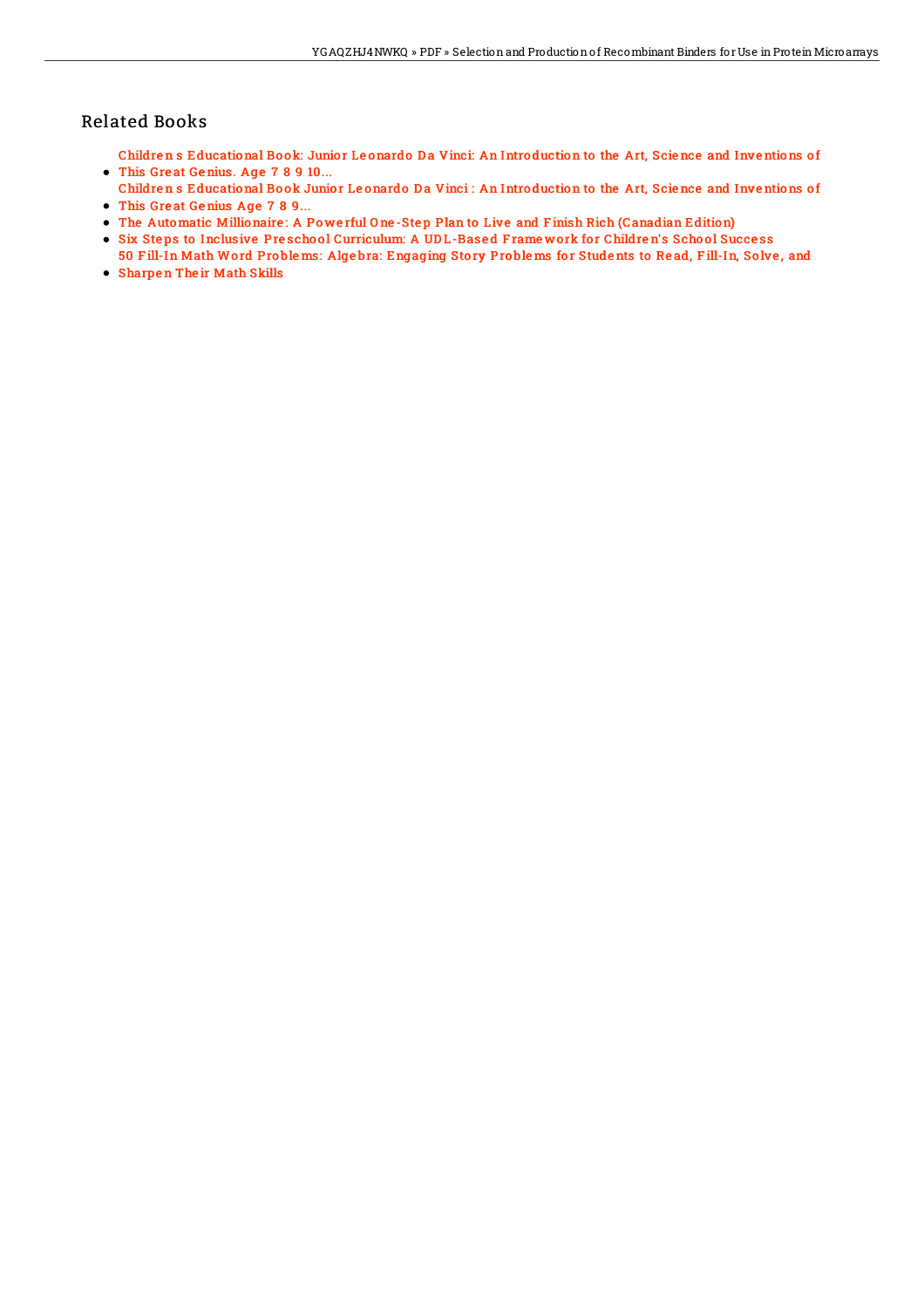## Related Books

- Children s Educational Book: Junior Leonardo Da Vinci: An Introduction to the Art, Science and Inventions of This Great Genius. Age 7 8 9 10...
- Children s Educational Book Junior Leonardo Da Vinci : An Introduction to the Art, Science and Inventions of This Great Genius Age 7 8 9...
- The Automatic Millionaire: A Powerful One-Step Plan to Live and Finish Rich (Canadian Edition)
- Six Steps to Inclusive Preschool Curriculum: A UDL-Based Framework for Children's School Success
- 50 Fill-In Math Word Problems: Algebra: Engaging Story Problems for Students to Read, Fill-In, Solve, and Sharpen Their Math Skills